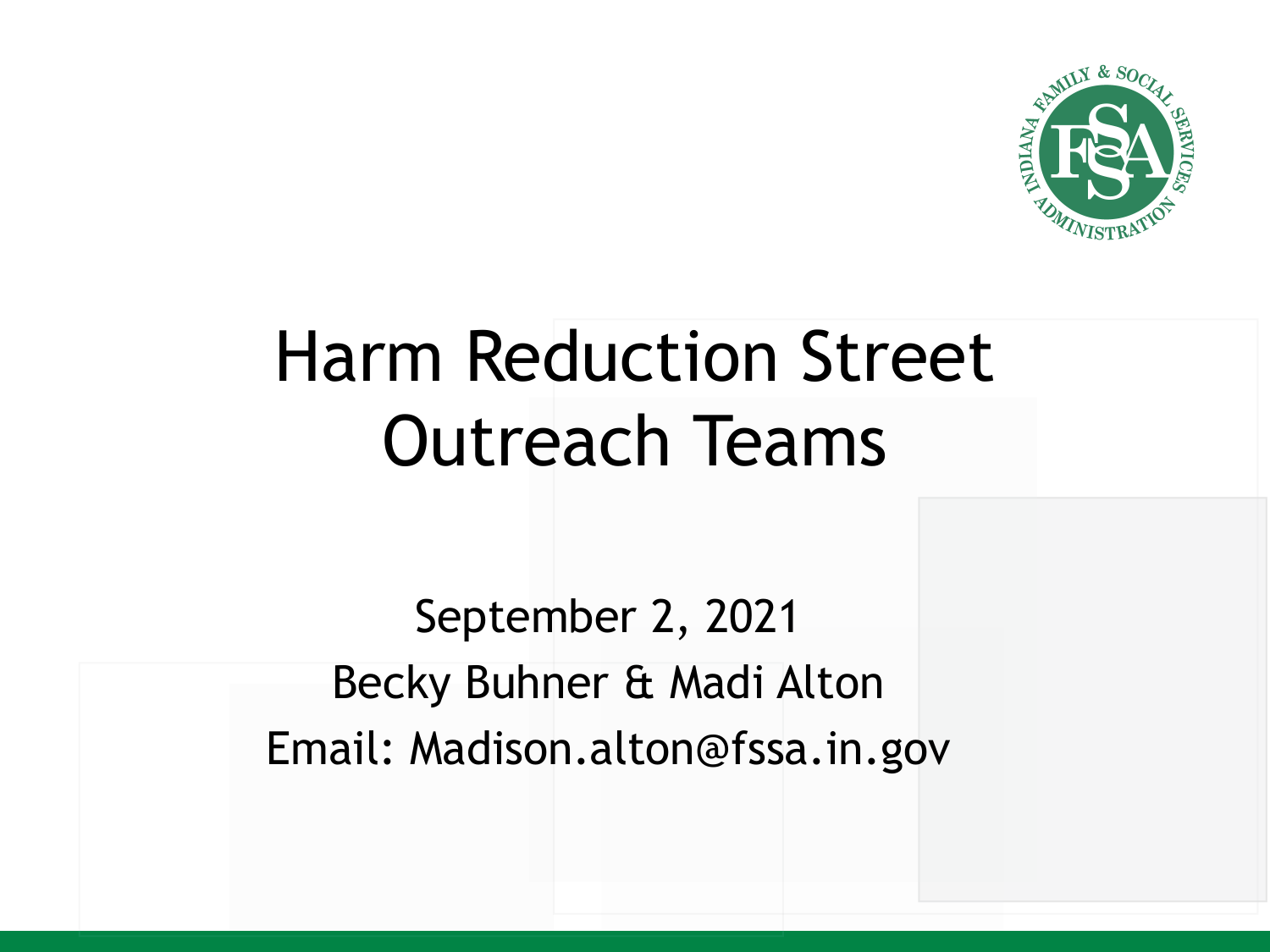# Harm Reduction Street Outreach Teams

September 2, 2021

Becky Buhner & Madi Alton

Email: Madison.alton@fssa.in.gov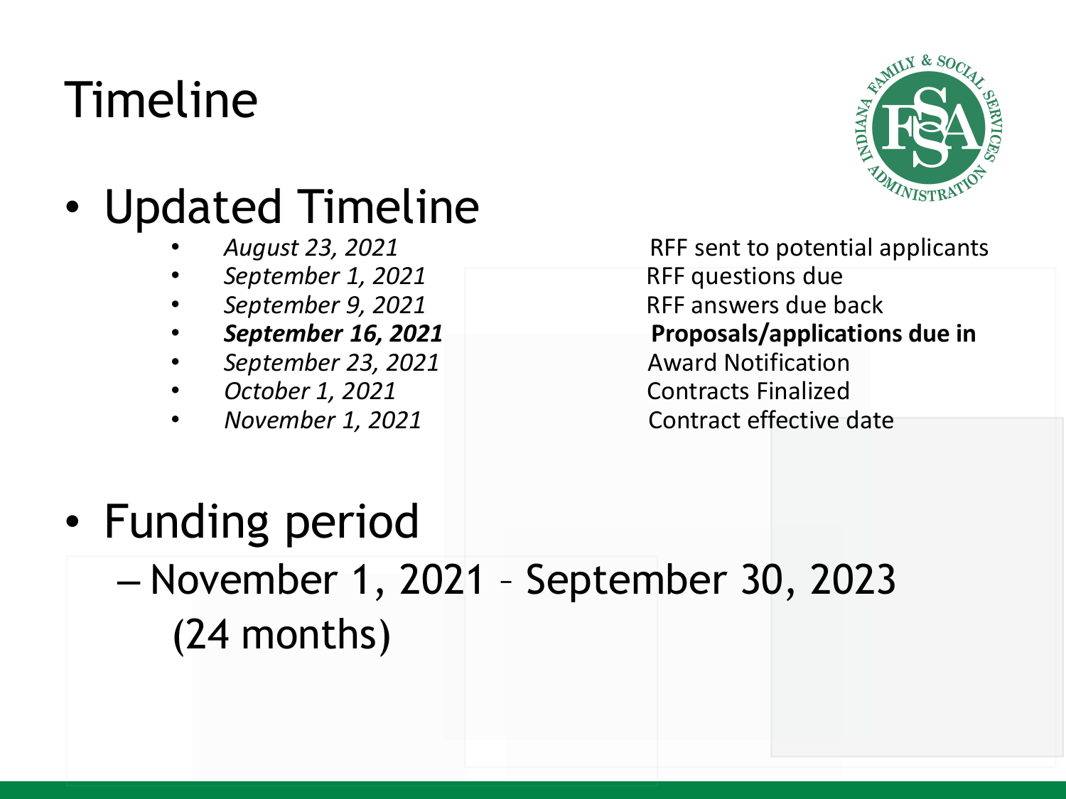# Timeline

- Updated Timeline

| | |
|---|---|
| *August 23, 2021* | RFF sent to potential applicants |
| *September 1, 2021* | RFF questions due |
| *September 9, 2021* | RFF answers due back |
| ***September 16, 2021*** | **Proposals/applications due in** |
| *September 23, 2021* | Award Notification |
| *October 1, 2021* | Contracts Finalized |
| *November 1, 2021* | Contract effective date |

- Funding period
  - November 1, 2021 – September 30, 2023 (24 months)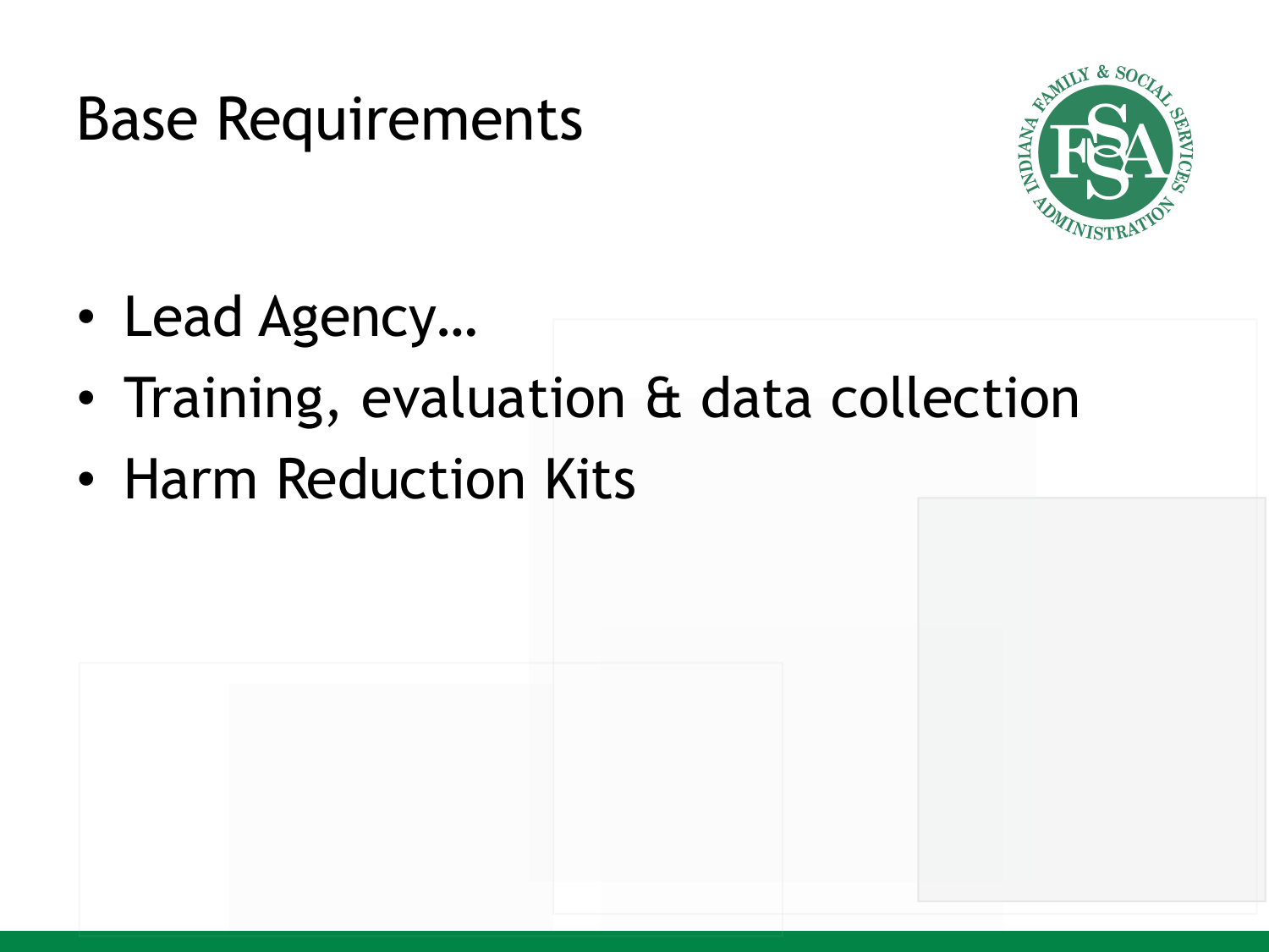# Base Requirements

- Lead Agency…
- Training, evaluation & data collection
- Harm Reduction Kits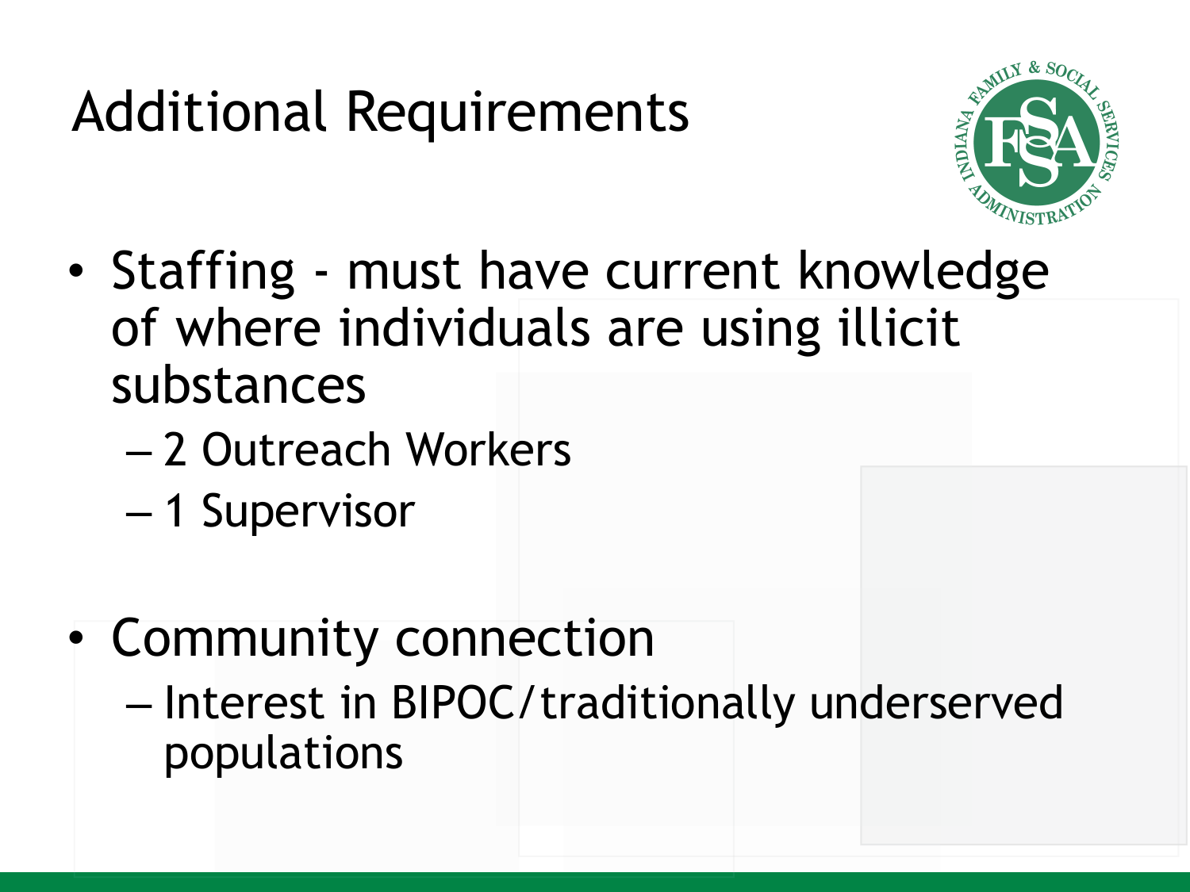# Additional Requirements

- Staffing - must have current knowledge of where individuals are using illicit substances
  - 2 Outreach Workers
  - 1 Supervisor
- Community connection
  - Interest in BIPOC/traditionally underserved populations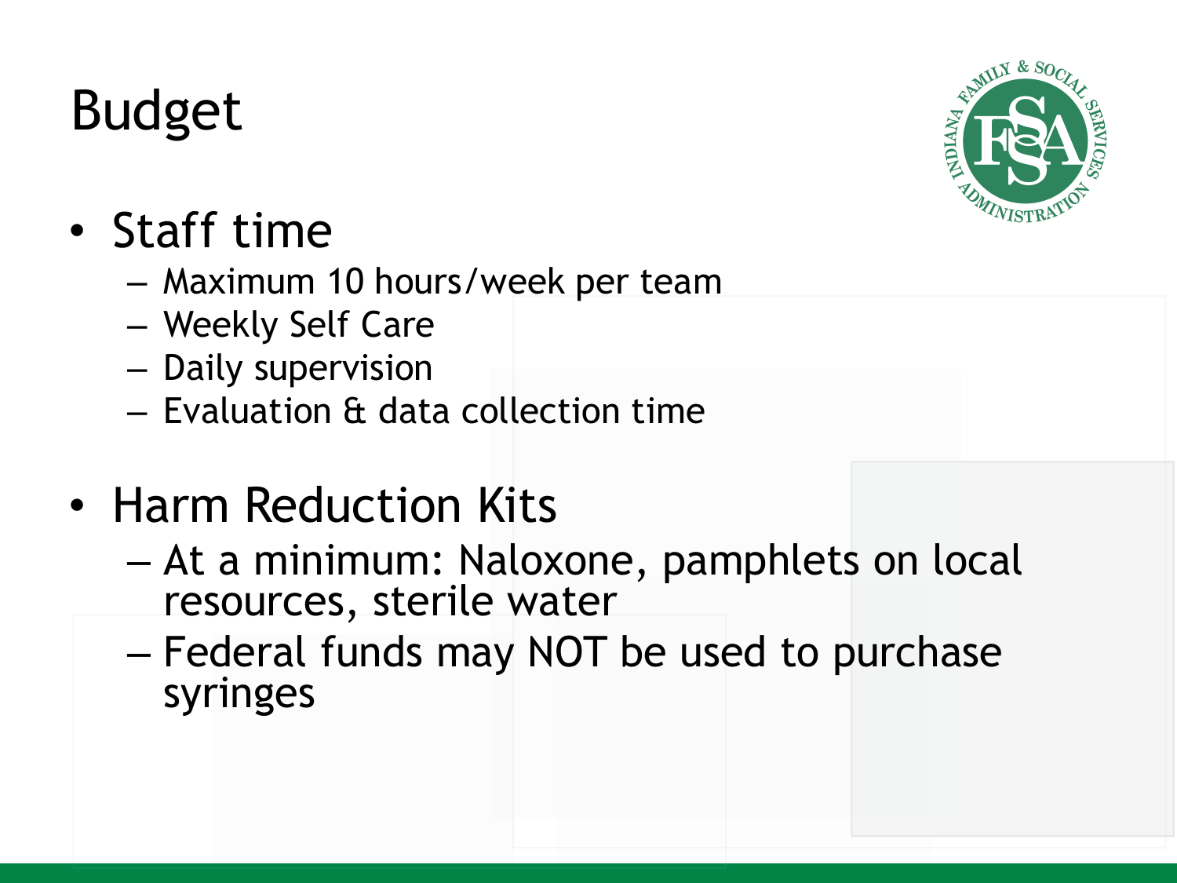# Budget

- Staff time
  - Maximum 10 hours/week per team
  - Weekly Self Care
  - Daily supervision
  - Evaluation & data collection time
- Harm Reduction Kits
  - At a minimum: Naloxone, pamphlets on local resources, sterile water
  - Federal funds may NOT be used to purchase syringes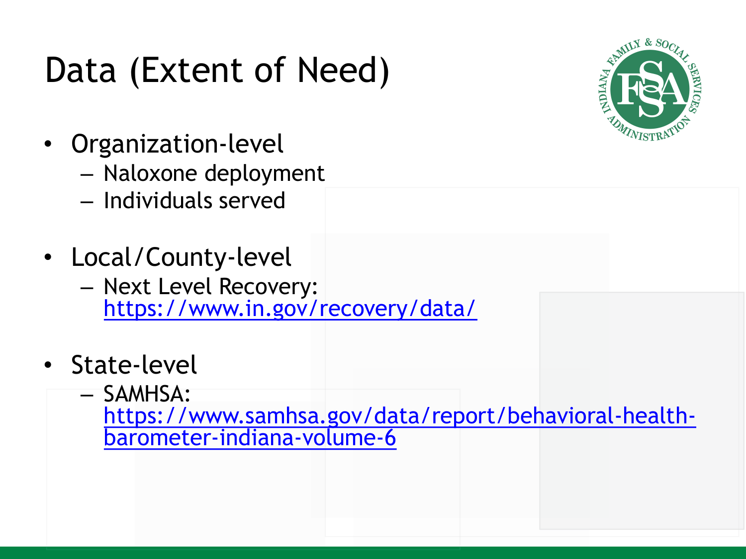# Data (Extent of Need)

- Organization-level
  - Naloxone deployment
  - Individuals served

- Local/County-level
  - Next Level Recovery: https://www.in.gov/recovery/data/

- State-level
  - SAMHSA: https://www.samhsa.gov/data/report/behavioral-health-barometer-indiana-volume-6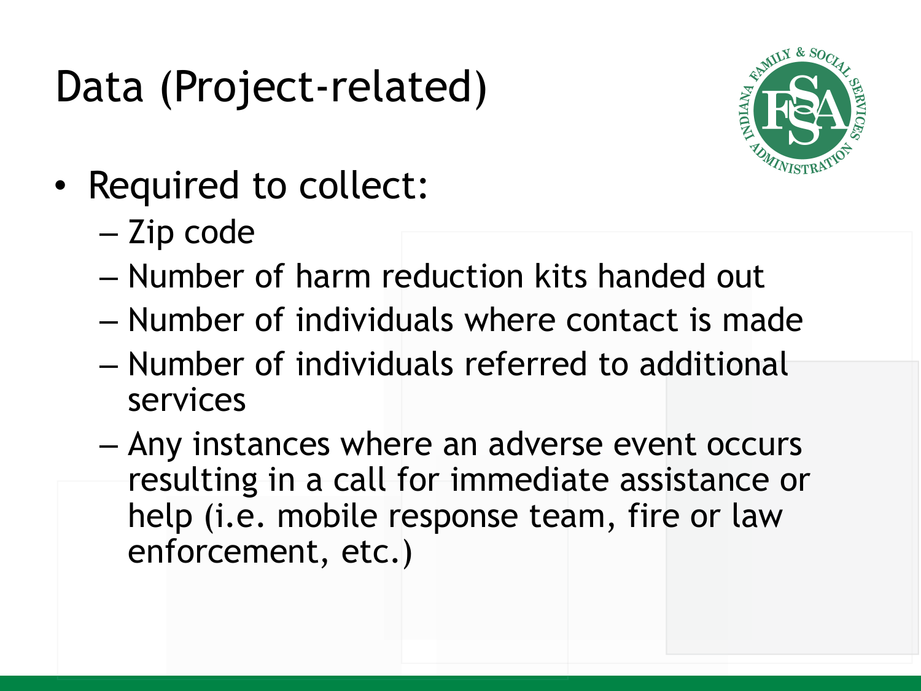# Data (Project-related)

- Required to collect:
  - Zip code
  - Number of harm reduction kits handed out
  - Number of individuals where contact is made
  - Number of individuals referred to additional services
  - Any instances where an adverse event occurs resulting in a call for immediate assistance or help (i.e. mobile response team, fire or law enforcement, etc.)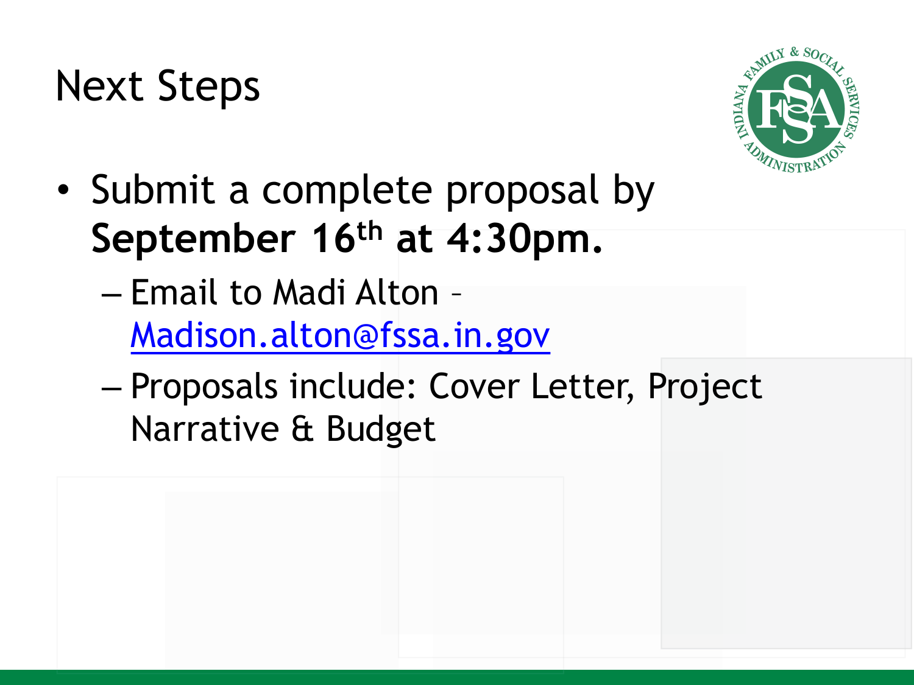# Next Steps

- Submit a complete proposal by **September 16th at 4:30pm.**
  - Email to Madi Alton – Madison.alton@fssa.in.gov
  - Proposals include: Cover Letter, Project Narrative & Budget